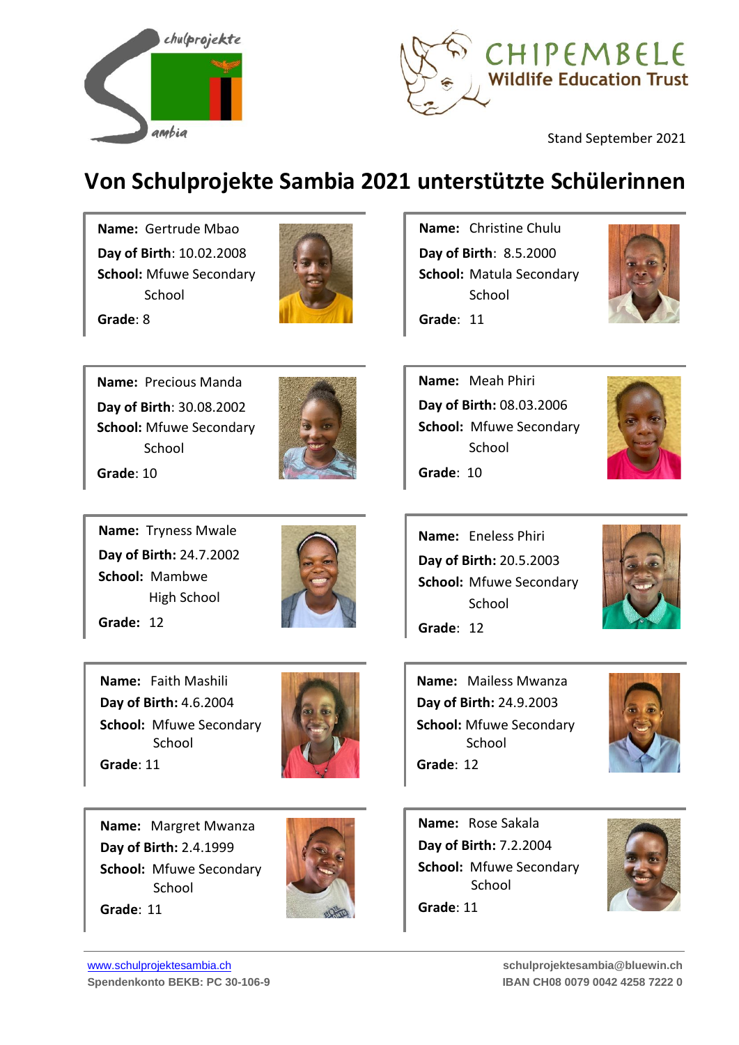Schulprojekte Sambia

CHIPEMBELE Wildlife Education Trust

Stand September 2021

# Von Schulprojekte Sambia 2021 unterstützte Schülerinnen

**Name:** Gertrude Mbao
**Day of Birth**: 10.02.2008
**School:** Mfuwe Secondary School
**Grade**: 8

**Name:** Christine Chulu
**Day of Birth**: 8.5.2000
**School:** Matula Secondary School
**Grade**: 11

**Name:** Precious Manda
**Day of Birth**: 30.08.2002
**School:** Mfuwe Secondary School
**Grade**: 10

**Name:** Meah Phiri
**Day of Birth:** 08.03.2006
**School:** Mfuwe Secondary School
**Grade**: 10

**Name:** Tryness Mwale
**Day of Birth:** 24.7.2002
**School:** Mambwe High School
**Grade:** 12

**Name:** Eneless Phiri
**Day of Birth:** 20.5.2003
**School:** Mfuwe Secondary School
**Grade**: 12

**Name:** Faith Mashili
**Day of Birth:** 4.6.2004
**School:** Mfuwe Secondary School
**Grade**: 11

**Name:** Mailess Mwanza
**Day of Birth:** 24.9.2003
**School:** Mfuwe Secondary School
**Grade**: 12

**Name:** Margret Mwanza
**Day of Birth:** 2.4.1999
**School:** Mfuwe Secondary School
**Grade**: 11

**Name:** Rose Sakala
**Day of Birth:** 7.2.2004
**School:** Mfuwe Secondary School
**Grade**: 11

www.schulprojektesambia.ch
**Spendenkonto BEKB: PC 30-106-9**

**schulprojektesambia@bluewin.ch**
**IBAN CH08 0079 0042 4258 7222 0**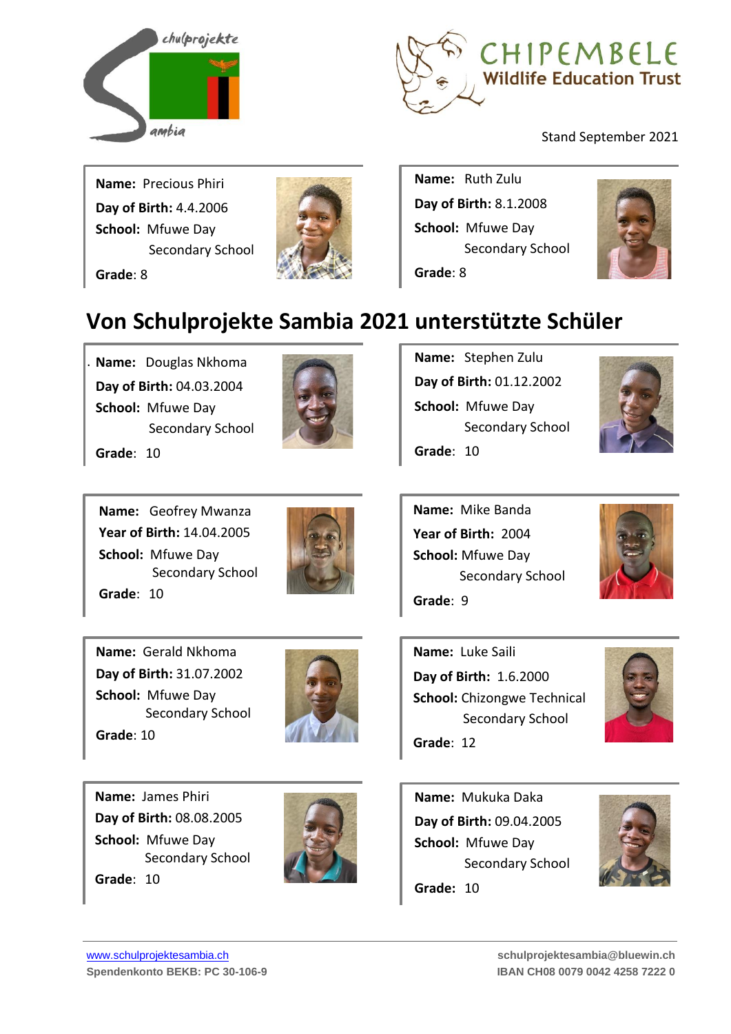Stand September 2021

**Name:** Precious Phiri
**Day of Birth:** 4.4.2006
**School:** Mfuwe Day Secondary School
**Grade**: 8

**Name:** Ruth Zulu
**Day of Birth:** 8.1.2008
**School:** Mfuwe Day Secondary School
**Grade**: 8

# Von Schulprojekte Sambia 2021 unterstützte Schüler

**Name:** Douglas Nkhoma
**Day of Birth:** 04.03.2004
**School:** Mfuwe Day Secondary School
**Grade**: 10

**Name:** Stephen Zulu
**Day of Birth:** 01.12.2002
**School:** Mfuwe Day Secondary School
**Grade**: 10

**Name:** Geofrey Mwanza
**Year of Birth:** 14.04.2005
**School:** Mfuwe Day Secondary School
**Grade**: 10

**Name:** Mike Banda
**Year of Birth:** 2004
**School:** Mfuwe Day Secondary School
**Grade**: 9

**Name:** Gerald Nkhoma
**Day of Birth:** 31.07.2002
**School:** Mfuwe Day Secondary School
**Grade**: 10

**Name:** Luke Saili
**Day of Birth:** 1.6.2000
**School:** Chizongwe Technical Secondary School
**Grade**: 12

**Name:** James Phiri
**Day of Birth:** 08.08.2005
**School:** Mfuwe Day Secondary School
**Grade**: 10

**Name:** Mukuka Daka
**Day of Birth:** 09.04.2005
**School:** Mfuwe Day Secondary School
**Grade:** 10

www.schulprojektesambia.ch
**Spendenkonto BEKB: PC 30-106-9**

**schulprojektesambia@bluewin.ch**
**IBAN CH08 0079 0042 4258 7222 0**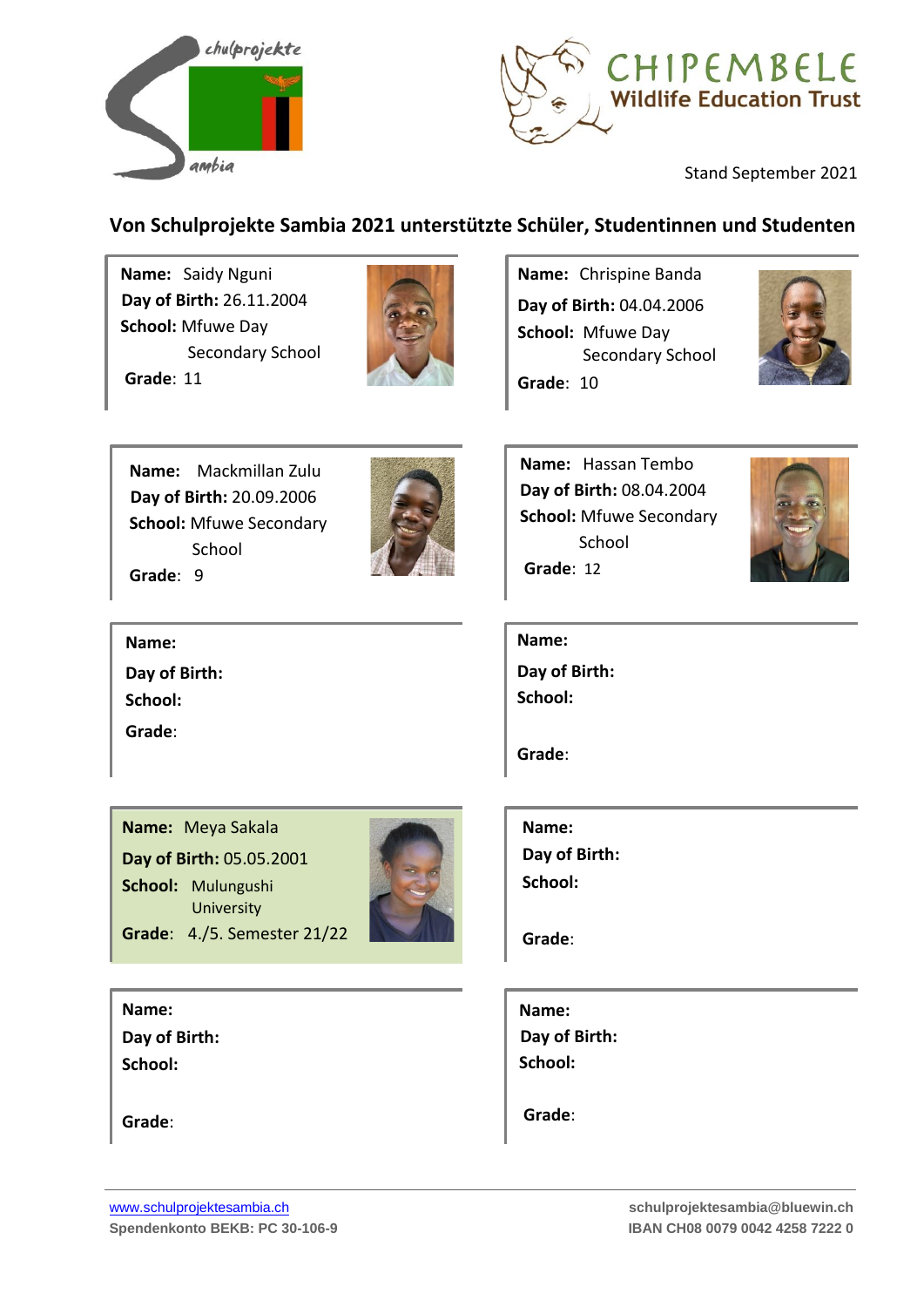chulprojekte

ambia

CHIPEMBELE
Wildlife Education Trust

Stand September 2021

## Von Schulprojekte Sambia 2021 unterstützte Schüler, Studentinnen und Studenten

**Name:** Saidy Nguni
**Day of Birth:** 26.11.2004
**School:** Mfuwe Day Secondary School
**Grade**: 11

**Name:** Chrispine Banda
**Day of Birth:** 04.04.2006
**School:** Mfuwe Day Secondary School
**Grade**: 10

**Name:** Mackmillan Zulu
**Day of Birth:** 20.09.2006
**School:** Mfuwe Secondary School
**Grade**: 9

**Name:** Hassan Tembo
**Day of Birth:** 08.04.2004
**School:** Mfuwe Secondary School
**Grade**: 12

**Name:**
**Day of Birth:**
**School:**
**Grade**:

**Name:**
**Day of Birth:**
**School:**
**Grade**:

**Name:** Meya Sakala
**Day of Birth:** 05.05.2001
**School:** Mulungushi University
**Grade**: 4./5. Semester 21/22

**Name:**
**Day of Birth:**
**School:**
**Grade**:

**Name:**
**Day of Birth:**
**School:**
**Grade**:

**Name:**
**Day of Birth:**
**School:**
**Grade**:

www.schulprojektesambia.ch
Spendenkonto BEKB: PC 30-106-9

schulprojektesambia@bluewin.ch
IBAN CH08 0079 0042 4258 7222 0